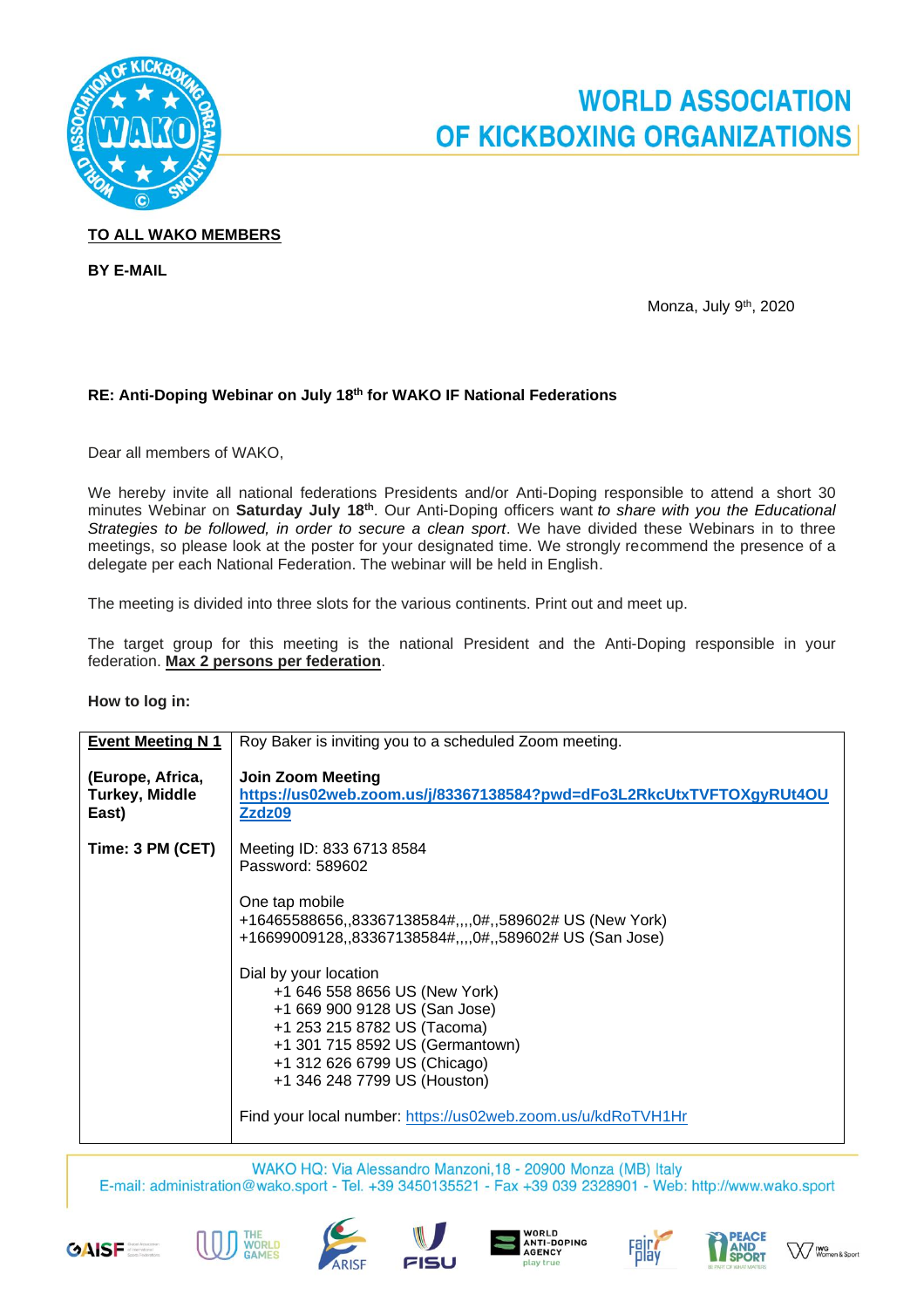# WORLD ASSOCIATION OF KICKBOXING ORGANIZATIONS

**TO ALL WAKO MEMBERS**

**BY E-MAIL**

Monza, July 9th, 2020

**RE: Anti-Doping Webinar on July 18th for WAKO IF National Federations**

Dear all members of WAKO,

We hereby invite all national federations Presidents and/or Anti-Doping responsible to attend a short 30 minutes Webinar on **Saturday July 18th**. Our Anti-Doping officers want *to share with you the Educational Strategies to be followed, in order to secure a clean sport*. We have divided these Webinars in to three meetings, so please look at the poster for your designated time. We strongly recommend the presence of a delegate per each National Federation. The webinar will be held in English.

The meeting is divided into three slots for the various continents. Print out and meet up.

The target group for this meeting is the national President and the Anti-Doping responsible in your federation. **Max 2 persons per federation**.

**How to log in:**

| **Event Meeting N 1**<br><br>**(Europe, Africa, Turkey, Middle East)**<br><br>**Time: 3 PM (CET)** | Roy Baker is inviting you to a scheduled Zoom meeting.<br><br>**Join Zoom Meeting**<br>**https://us02web.zoom.us/j/83367138584?pwd=dFo3L2RkcUtxTVFTOXgyRUt4OUZzdz09**<br><br>Meeting ID: 833 6713 8584<br>Password: 589602<br><br>One tap mobile<br>+16465588656,,83367138584#,,,,0#,,589602# US (New York)<br>+16699009128,,83367138584#,,,,0#,,589602# US (San Jose)<br><br>Dial by your location<br>+1 646 558 8656 US (New York)<br>+1 669 900 9128 US (San Jose)<br>+1 253 215 8782 US (Tacoma)<br>+1 301 715 8592 US (Germantown)<br>+1 312 626 6799 US (Chicago)<br>+1 346 248 7799 US (Houston)<br><br>Find your local number: https://us02web.zoom.us/u/kdRoTVH1Hr |
|---|---|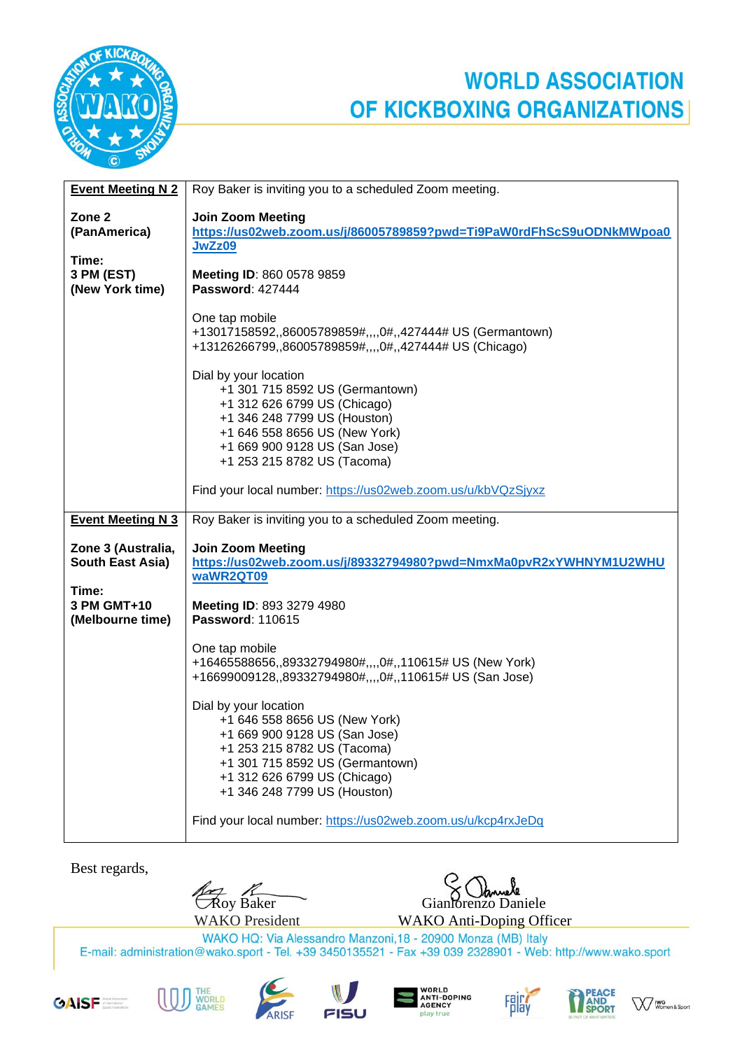# WORLD ASSOCIATION OF KICKBOXING ORGANIZATIONS

| | |
|---|---|
| **Event Meeting N 2**<br><br>**Zone 2 (PanAmerica)**<br><br>**Time:**<br>**3 PM (EST) (New York time)** | Roy Baker is inviting you to a scheduled Zoom meeting.<br><br>**Join Zoom Meeting**<br>**https://us02web.zoom.us/j/86005789859?pwd=Ti9PaW0rdFhScS9uODNkMWpoa0JwZz09**<br><br>**Meeting ID**: 860 0578 9859<br>**Password**: 427444<br><br>One tap mobile<br>+13017158592,,86005789859#,,,,0#,,427444# US (Germantown)<br>+13126266799,,86005789859#,,,,0#,,427444# US (Chicago)<br><br>Dial by your location<br>+1 301 715 8592 US (Germantown)<br>+1 312 626 6799 US (Chicago)<br>+1 346 248 7799 US (Houston)<br>+1 646 558 8656 US (New York)<br>+1 669 900 9128 US (San Jose)<br>+1 253 215 8782 US (Tacoma)<br><br>Find your local number: https://us02web.zoom.us/u/kbVQzSjyxz |
| **Event Meeting N 3**<br><br>**Zone 3 (Australia, South East Asia)**<br><br>**Time:**<br>**3 PM GMT+10 (Melbourne time)** | Roy Baker is inviting you to a scheduled Zoom meeting.<br><br>**Join Zoom Meeting**<br>**https://us02web.zoom.us/j/89332794980?pwd=NmxMa0pvR2xYWHNYM1U2WHUwaWR2QT09**<br><br>**Meeting ID**: 893 3279 4980<br>**Password**: 110615<br><br>One tap mobile<br>+16465588656,,89332794980#,,,,0#,,110615# US (New York)<br>+16699009128,,89332794980#,,,,0#,,110615# US (San Jose)<br><br>Dial by your location<br>+1 646 558 8656 US (New York)<br>+1 669 900 9128 US (San Jose)<br>+1 253 215 8782 US (Tacoma)<br>+1 301 715 8592 US (Germantown)<br>+1 312 626 6799 US (Chicago)<br>+1 346 248 7799 US (Houston)<br><br>Find your local number: https://us02web.zoom.us/u/kcp4rxJeDq |

Best regards,

Roy Baker
WAKO President

Gianlorenzo Daniele
WAKO Anti-Doping Officer

WAKO HQ: Via Alessandro Manzoni,18 - 20900 Monza (MB) Italy
E-mail: administration@wako.sport - Tel. +39 3450135521 - Fax +39 039 2328901 - Web: http://www.wako.sport